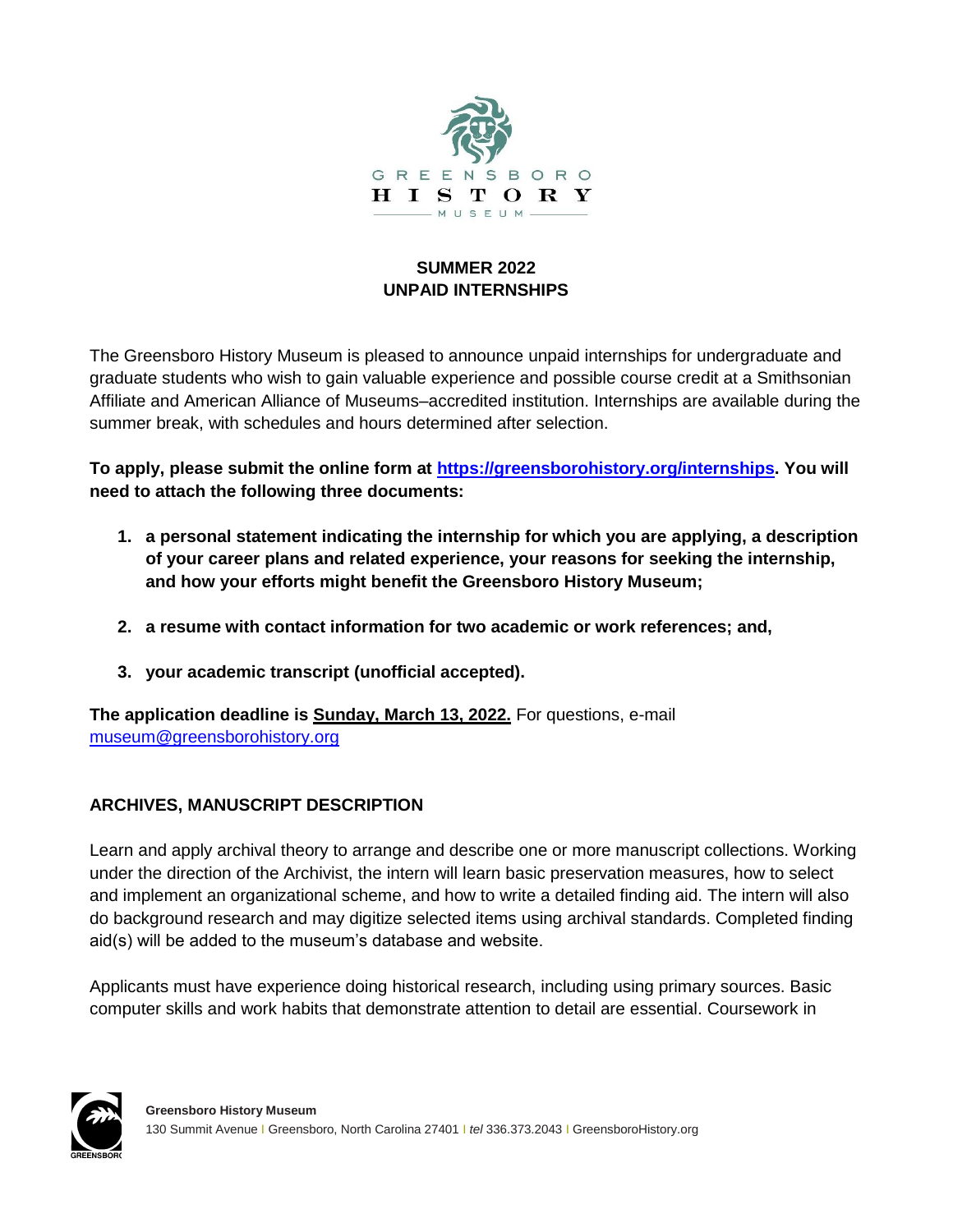GREENSBORO HISTORY MUSEUM

## SUMMER 2022
## UNPAID INTERNSHIPS

The Greensboro History Museum is pleased to announce unpaid internships for undergraduate and graduate students who wish to gain valuable experience and possible course credit at a Smithsonian Affiliate and American Alliance of Museums–accredited institution. Internships are available during the summer break, with schedules and hours determined after selection.

**To apply, please submit the online form at [https://greensborohistory.org/internships](https://greensborohistory.org/internships). You will need to attach the following three documents:**

1. **a personal statement indicating the internship for which you are applying, a description of your career plans and related experience, your reasons for seeking the internship, and how your efforts might benefit the Greensboro History Museum;**
2. **a resume with contact information for two academic or work references; and,**
3. **your academic transcript (unofficial accepted).**

**The application deadline is Sunday, March 13, 2022.** For questions, e-mail [museum@greensborohistory.org](mailto:museum@greensborohistory.org)

### ARCHIVES, MANUSCRIPT DESCRIPTION

Learn and apply archival theory to arrange and describe one or more manuscript collections. Working under the direction of the Archivist, the intern will learn basic preservation measures, how to select and implement an organizational scheme, and how to write a detailed finding aid. The intern will also do background research and may digitize selected items using archival standards. Completed finding aid(s) will be added to the museum's database and website.

Applicants must have experience doing historical research, including using primary sources. Basic computer skills and work habits that demonstrate attention to detail are essential. Coursework in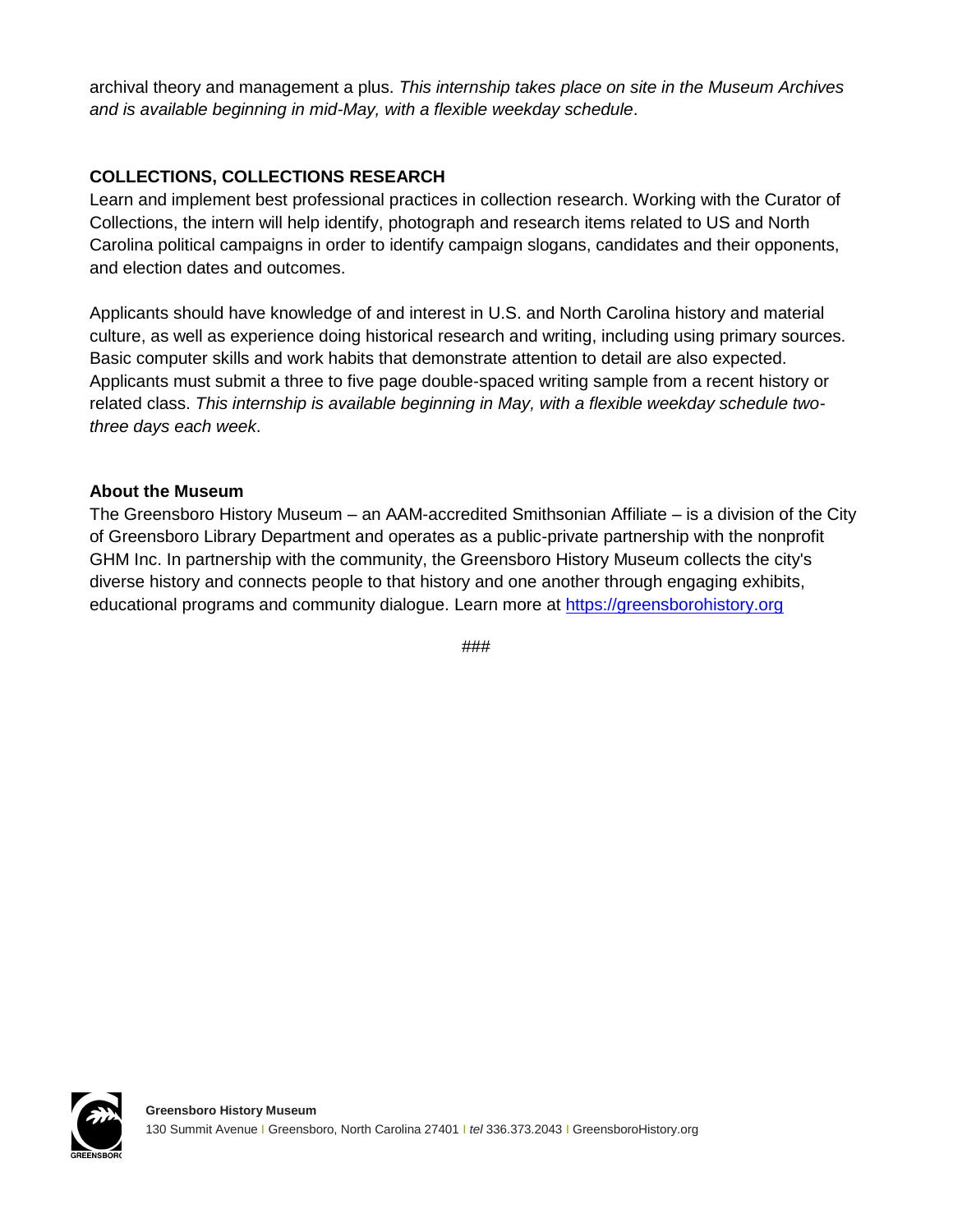archival theory and management a plus. *This internship takes place on site in the Museum Archives and is available beginning in mid-May, with a flexible weekday schedule*.

**COLLECTIONS, COLLECTIONS RESEARCH**

Learn and implement best professional practices in collection research. Working with the Curator of Collections, the intern will help identify, photograph and research items related to US and North Carolina political campaigns in order to identify campaign slogans, candidates and their opponents, and election dates and outcomes.

Applicants should have knowledge of and interest in U.S. and North Carolina history and material culture, as well as experience doing historical research and writing, including using primary sources. Basic computer skills and work habits that demonstrate attention to detail are also expected. Applicants must submit a three to five page double-spaced writing sample from a recent history or related class. *This internship is available beginning in May, with a flexible weekday schedule two-three days each week*.

**About the Museum**

The Greensboro History Museum – an AAM-accredited Smithsonian Affiliate – is a division of the City of Greensboro Library Department and operates as a public-private partnership with the nonprofit GHM Inc. In partnership with the community, the Greensboro History Museum collects the city's diverse history and connects people to that history and one another through engaging exhibits, educational programs and community dialogue. Learn more at [https://greensborohistory.org](https://greensborohistory.org)

###

**Greensboro History Museum**
130 Summit Avenue | Greensboro, North Carolina 27401 | *tel* 336.373.2043 | GreensboroHistory.org